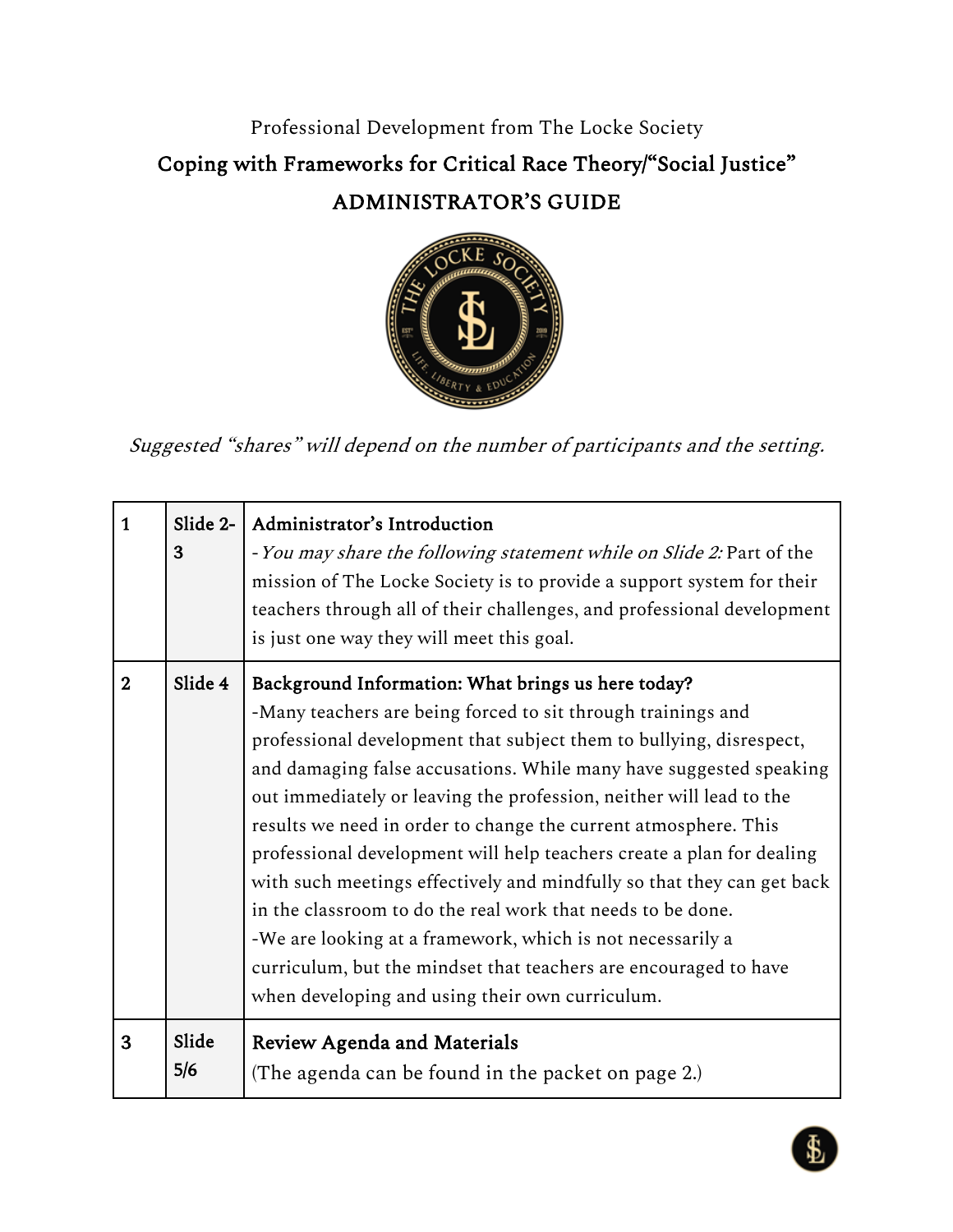Professional Development from The Locke Society

# Coping with Frameworks for Critical Race Theory/"Social Justice"

## ADMINISTRATOR'S GUIDE

*Suggested "shares" will depend on the number of participants and the setting.*

| | | |
|---|---|---|
| 1 | Slide 2-3 | **Administrator's Introduction**<br>- *You may share the following statement while on Slide 2:* Part of the mission of The Locke Society is to provide a support system for their teachers through all of their challenges, and professional development is just one way they will meet this goal. |
| 2 | Slide 4 | **Background Information: What brings us here today?**<br>-Many teachers are being forced to sit through trainings and professional development that subject them to bullying, disrespect, and damaging false accusations. While many have suggested speaking out immediately or leaving the profession, neither will lead to the results we need in order to change the current atmosphere. This professional development will help teachers create a plan for dealing with such meetings effectively and mindfully so that they can get back in the classroom to do the real work that needs to be done.<br>-We are looking at a framework, which is not necessarily a curriculum, but the mindset that teachers are encouraged to have when developing and using their own curriculum. |
| 3 | Slide 5/6 | **Review Agenda and Materials**<br>(The agenda can be found in the packet on page 2.) |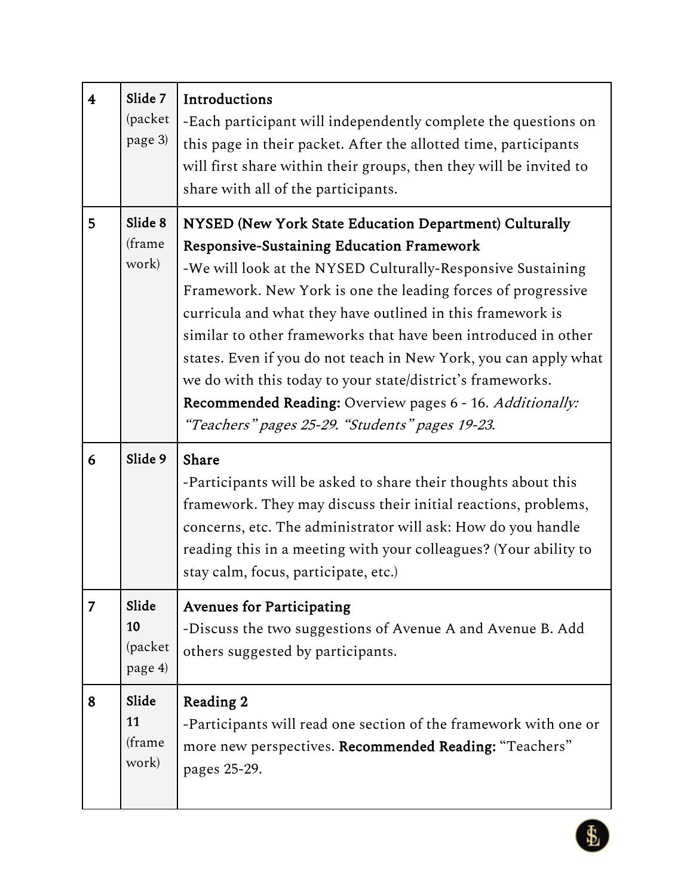| | | |
|---|---|---|
| 4 | Slide 7 (packet page 3) | **Introductions**<br>-Each participant will independently complete the questions on this page in their packet. After the allotted time, participants will first share within their groups, then they will be invited to share with all of the participants. |
| 5 | Slide 8 (frame work) | **NYSED (New York State Education Department) Culturally Responsive-Sustaining Education Framework**<br>-We will look at the NYSED Culturally-Responsive Sustaining Framework. New York is one the leading forces of progressive curricula and what they have outlined in this framework is similar to other frameworks that have been introduced in other states. Even if you do not teach in New York, you can apply what we do with this today to your state/district's frameworks. **Recommended Reading:** Overview pages 6 - 16. *Additionally: "Teachers" pages 25-29. "Students" pages 19-23.* |
| 6 | Slide 9 | **Share**<br>-Participants will be asked to share their thoughts about this framework. They may discuss their initial reactions, problems, concerns, etc. The administrator will ask: How do you handle reading this in a meeting with your colleagues? (Your ability to stay calm, focus, participate, etc.) |
| 7 | Slide 10 (packet page 4) | **Avenues for Participating**<br>-Discuss the two suggestions of Avenue A and Avenue B. Add others suggested by participants. |
| 8 | Slide 11 (frame work) | **Reading 2**<br>-Participants will read one section of the framework with one or more new perspectives. **Recommended Reading:** "Teachers" pages 25-29. |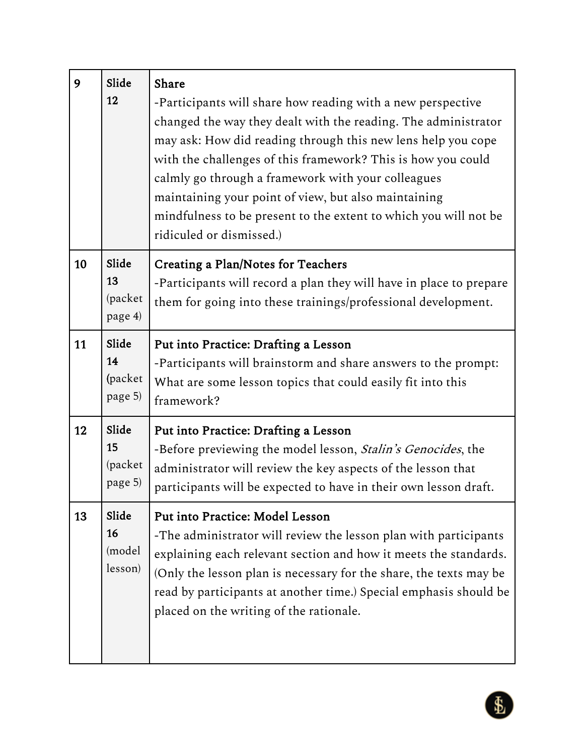| | | |
|---|---|---|
| 9 | Slide 12 | **Share**<br>-Participants will share how reading with a new perspective changed the way they dealt with the reading. The administrator may ask: How did reading through this new lens help you cope with the challenges of this framework? This is how you could calmly go through a framework with your colleagues maintaining your point of view, but also maintaining mindfulness to be present to the extent to which you will not be ridiculed or dismissed.) |
| 10 | Slide 13 (packet page 4) | **Creating a Plan/Notes for Teachers**<br>-Participants will record a plan they will have in place to prepare them for going into these trainings/professional development. |
| 11 | Slide 14 (packet page 5) | **Put into Practice: Drafting a Lesson**<br>-Participants will brainstorm and share answers to the prompt: What are some lesson topics that could easily fit into this framework? |
| 12 | Slide 15 (packet page 5) | **Put into Practice: Drafting a Lesson**<br>-Before previewing the model lesson, *Stalin's Genocides*, the administrator will review the key aspects of the lesson that participants will be expected to have in their own lesson draft. |
| 13 | Slide 16 (model lesson) | **Put into Practice: Model Lesson**<br>-The administrator will review the lesson plan with participants explaining each relevant section and how it meets the standards. (Only the lesson plan is necessary for the share, the texts may be read by participants at another time.) Special emphasis should be placed on the writing of the rationale. |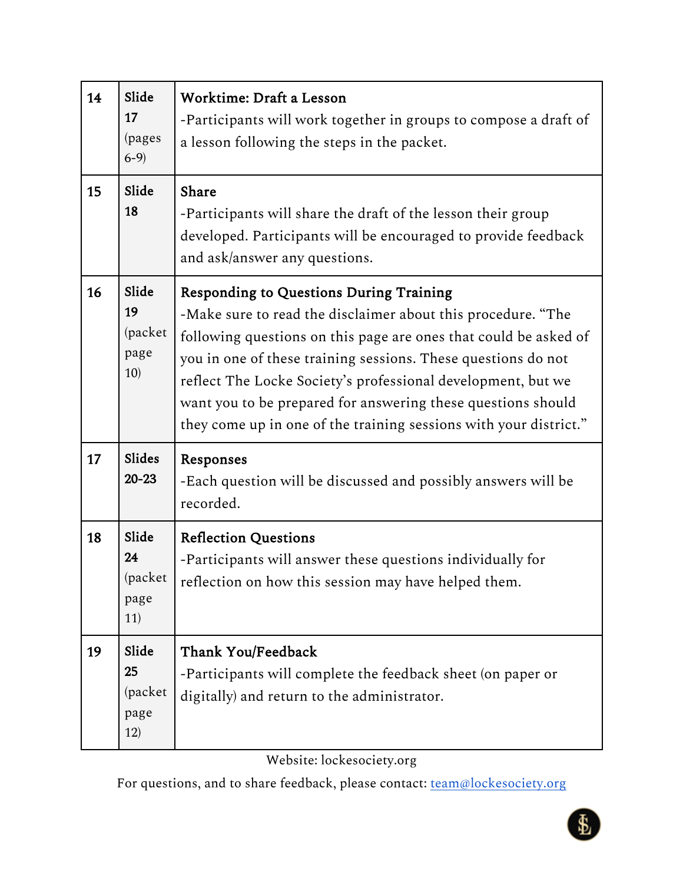| | | |
|---|---|---|
| 14 | **Slide 17** (pages 6-9) | **Worktime: Draft a Lesson**<br>-Participants will work together in groups to compose a draft of a lesson following the steps in the packet. |
| 15 | **Slide 18** | **Share**<br>-Participants will share the draft of the lesson their group developed. Participants will be encouraged to provide feedback and ask/answer any questions. |
| 16 | **Slide 19** (packet page 10) | **Responding to Questions During Training**<br>-Make sure to read the disclaimer about this procedure. "The following questions on this page are ones that could be asked of you in one of these training sessions. These questions do not reflect The Locke Society's professional development, but we want you to be prepared for answering these questions should they come up in one of the training sessions with your district." |
| 17 | **Slides 20-23** | **Responses**<br>-Each question will be discussed and possibly answers will be recorded. |
| 18 | **Slide 24** (packet page 11) | **Reflection Questions**<br>-Participants will answer these questions individually for reflection on how this session may have helped them. |
| 19 | **Slide 25** (packet page 12) | **Thank You/Feedback**<br>-Participants will complete the feedback sheet (on paper or digitally) and return to the administrator. |

Website: lockesociety.org

For questions, and to share feedback, please contact: team@lockesociety.org